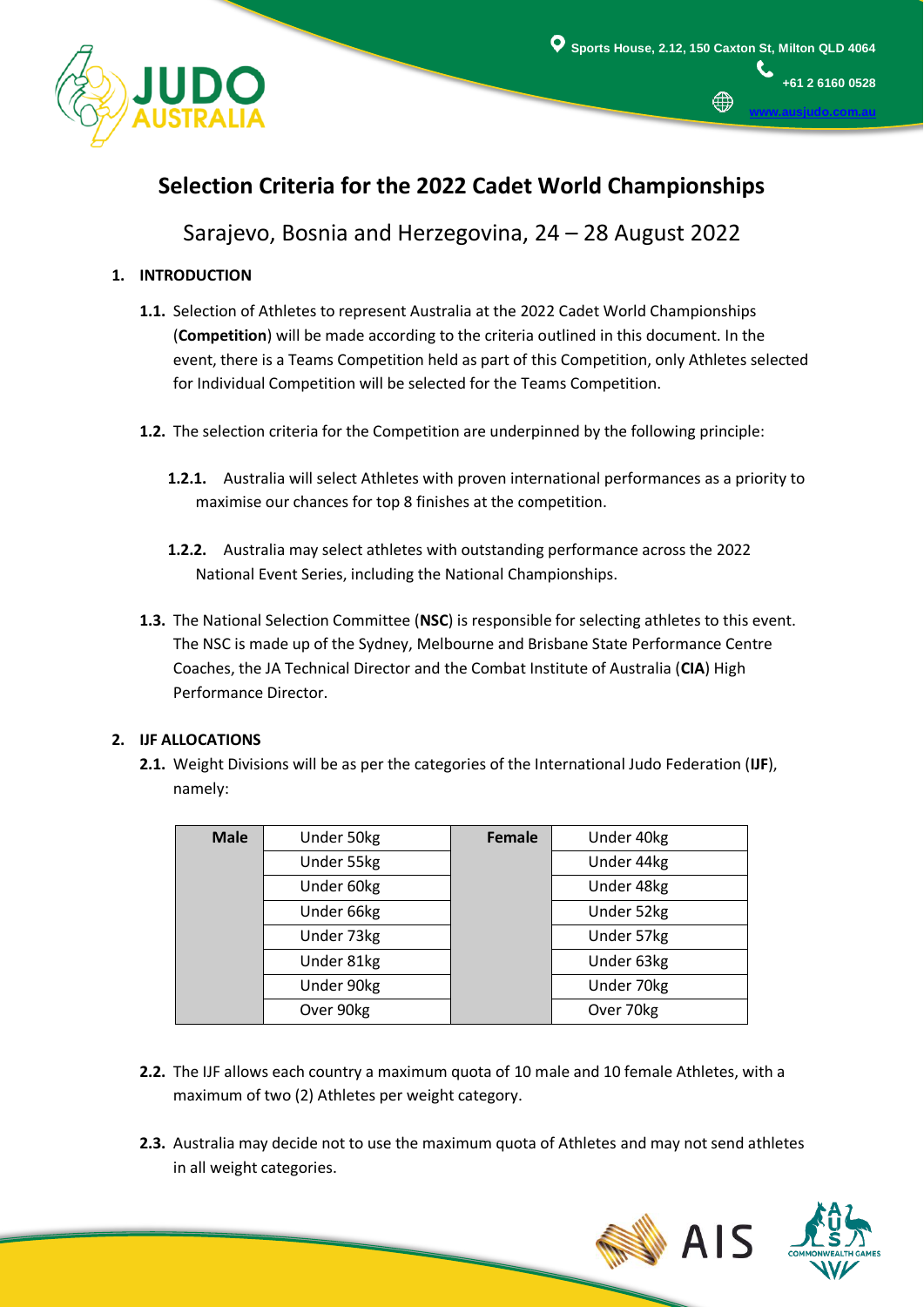# Selection Criteria for the 2022 Cadet World Championships

Sarajevo, Bosnia and Herzegovina, 24 – 28 August 2022

## 1. INTRODUCTION

**1.1.** Selection of Athletes to represent Australia at the 2022 Cadet World Championships (**Competition**) will be made according to the criteria outlined in this document. In the event, there is a Teams Competition held as part of this Competition, only Athletes selected for Individual Competition will be selected for the Teams Competition.

**1.2.** The selection criteria for the Competition are underpinned by the following principle:

**1.2.1.** Australia will select Athletes with proven international performances as a priority to maximise our chances for top 8 finishes at the competition.

**1.2.2.** Australia may select athletes with outstanding performance across the 2022 National Event Series, including the National Championships.

**1.3.** The National Selection Committee (**NSC**) is responsible for selecting athletes to this event. The NSC is made up of the Sydney, Melbourne and Brisbane State Performance Centre Coaches, the JA Technical Director and the Combat Institute of Australia (**CIA**) High Performance Director.

## 2. IJF ALLOCATIONS

**2.1.** Weight Divisions will be as per the categories of the International Judo Federation (**IJF**), namely:

| Male | | Female | |
|---|---|---|---|
| | Under 50kg | | Under 40kg |
| | Under 55kg | | Under 44kg |
| | Under 60kg | | Under 48kg |
| | Under 66kg | | Under 52kg |
| | Under 73kg | | Under 57kg |
| | Under 81kg | | Under 63kg |
| | Under 90kg | | Under 70kg |
| | Over 90kg | | Over 70kg |

**2.2.** The IJF allows each country a maximum quota of 10 male and 10 female Athletes, with a maximum of two (2) Athletes per weight category.

**2.3.** Australia may decide not to use the maximum quota of Athletes and may not send athletes in all weight categories.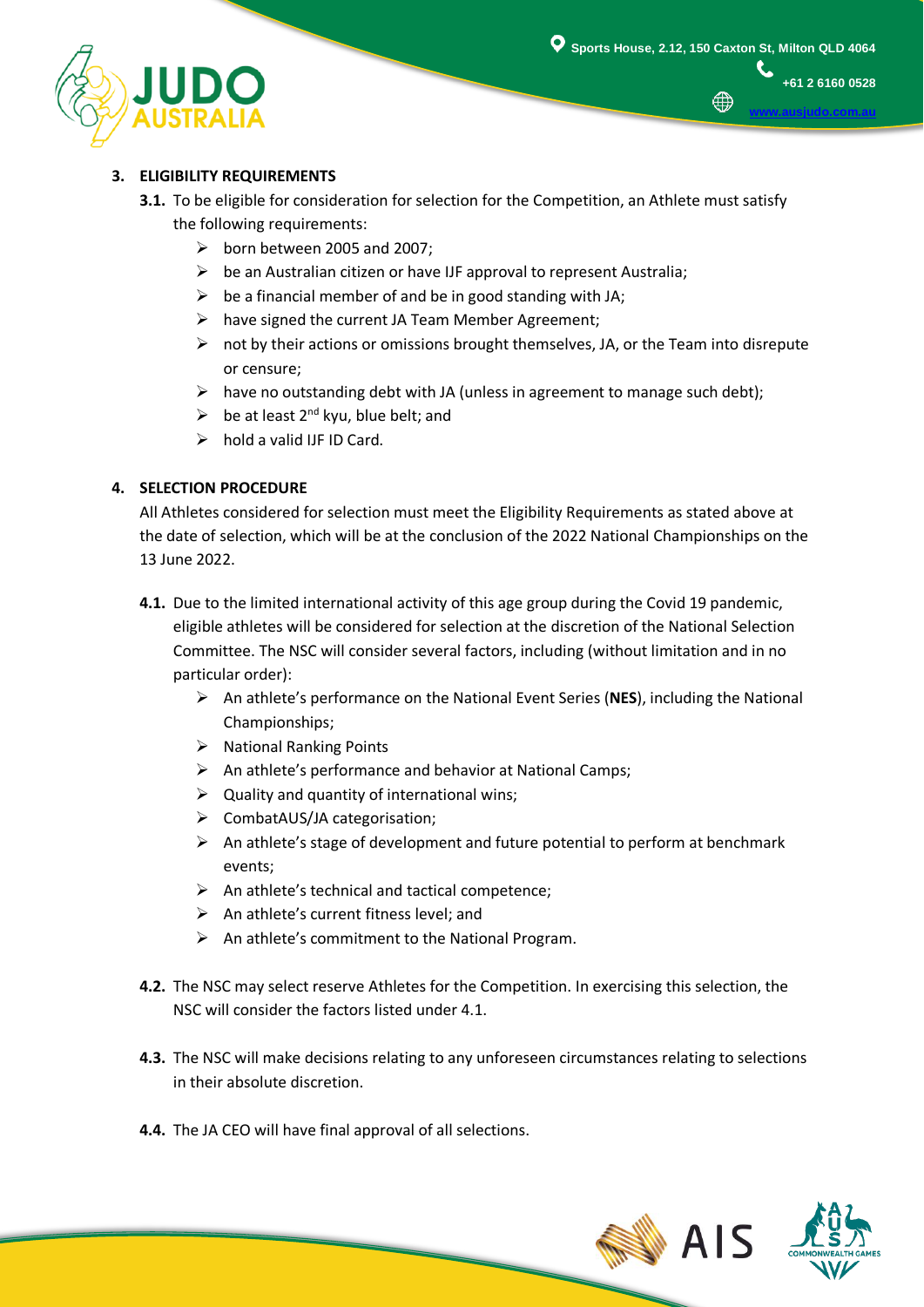## 3. ELIGIBILITY REQUIREMENTS

**3.1.** To be eligible for consideration for selection for the Competition, an Athlete must satisfy the following requirements:

- born between 2005 and 2007;
- be an Australian citizen or have IJF approval to represent Australia;
- be a financial member of and be in good standing with JA;
- have signed the current JA Team Member Agreement;
- not by their actions or omissions brought themselves, JA, or the Team into disrepute or censure;
- have no outstanding debt with JA (unless in agreement to manage such debt);
- be at least 2nd kyu, blue belt; and
- hold a valid IJF ID Card.

## 4. SELECTION PROCEDURE

All Athletes considered for selection must meet the Eligibility Requirements as stated above at the date of selection, which will be at the conclusion of the 2022 National Championships on the 13 June 2022.

**4.1.** Due to the limited international activity of this age group during the Covid 19 pandemic, eligible athletes will be considered for selection at the discretion of the National Selection Committee. The NSC will consider several factors, including (without limitation and in no particular order):

- An athlete's performance on the National Event Series (**NES**), including the National Championships;
- National Ranking Points
- An athlete's performance and behavior at National Camps;
- Quality and quantity of international wins;
- CombatAUS/JA categorisation;
- An athlete's stage of development and future potential to perform at benchmark events;
- An athlete's technical and tactical competence;
- An athlete's current fitness level; and
- An athlete's commitment to the National Program.

**4.2.** The NSC may select reserve Athletes for the Competition. In exercising this selection, the NSC will consider the factors listed under 4.1.

**4.3.** The NSC will make decisions relating to any unforeseen circumstances relating to selections in their absolute discretion.

**4.4.** The JA CEO will have final approval of all selections.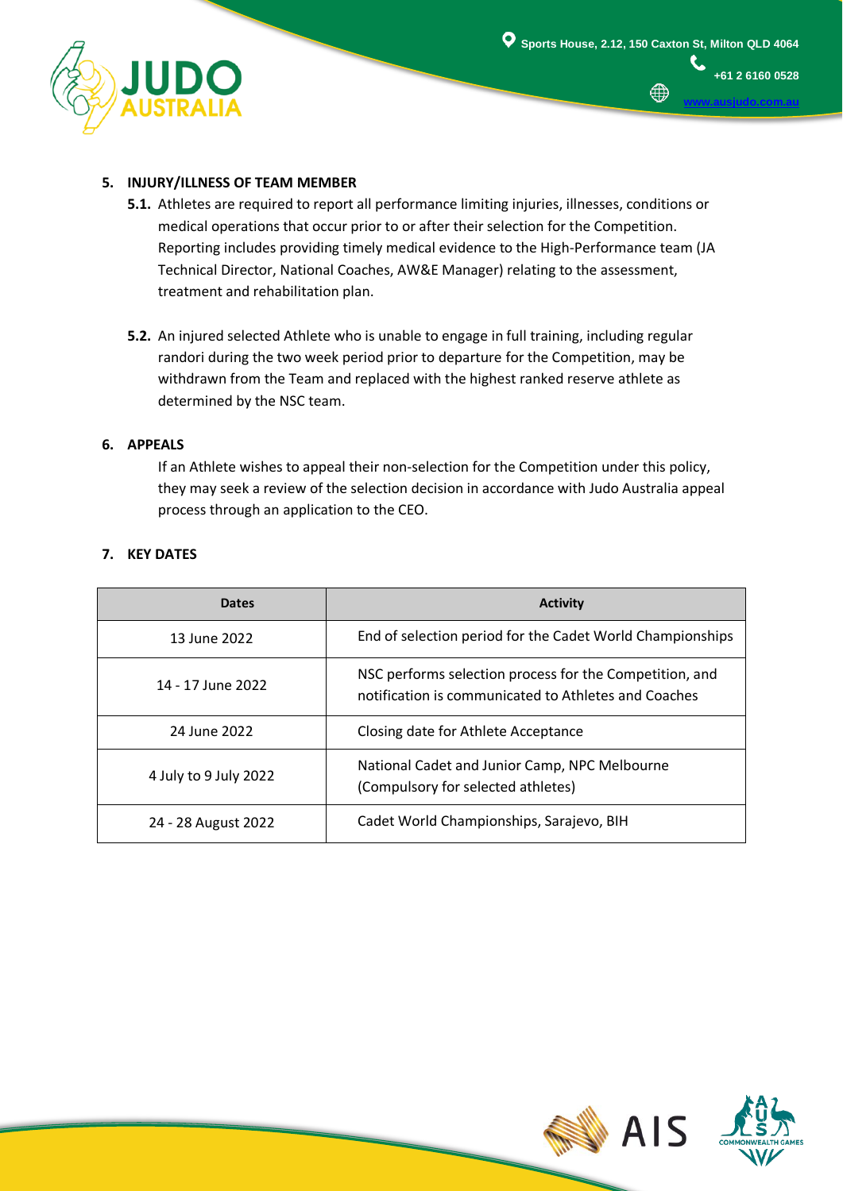## 5. INJURY/ILLNESS OF TEAM MEMBER

**5.1.** Athletes are required to report all performance limiting injuries, illnesses, conditions or medical operations that occur prior to or after their selection for the Competition. Reporting includes providing timely medical evidence to the High-Performance team (JA Technical Director, National Coaches, AW&E Manager) relating to the assessment, treatment and rehabilitation plan.

**5.2.** An injured selected Athlete who is unable to engage in full training, including regular randori during the two week period prior to departure for the Competition, may be withdrawn from the Team and replaced with the highest ranked reserve athlete as determined by the NSC team.

## 6. APPEALS

If an Athlete wishes to appeal their non-selection for the Competition under this policy, they may seek a review of the selection decision in accordance with Judo Australia appeal process through an application to the CEO.

## 7. KEY DATES

| Dates | Activity |
|---|---|
| 13 June 2022 | End of selection period for the Cadet World Championships |
| 14 - 17 June 2022 | NSC performs selection process for the Competition, and notification is communicated to Athletes and Coaches |
| 24 June 2022 | Closing date for Athlete Acceptance |
| 4 July to 9 July 2022 | National Cadet and Junior Camp, NPC Melbourne (Compulsory for selected athletes) |
| 24 - 28 August 2022 | Cadet World Championships, Sarajevo, BIH |